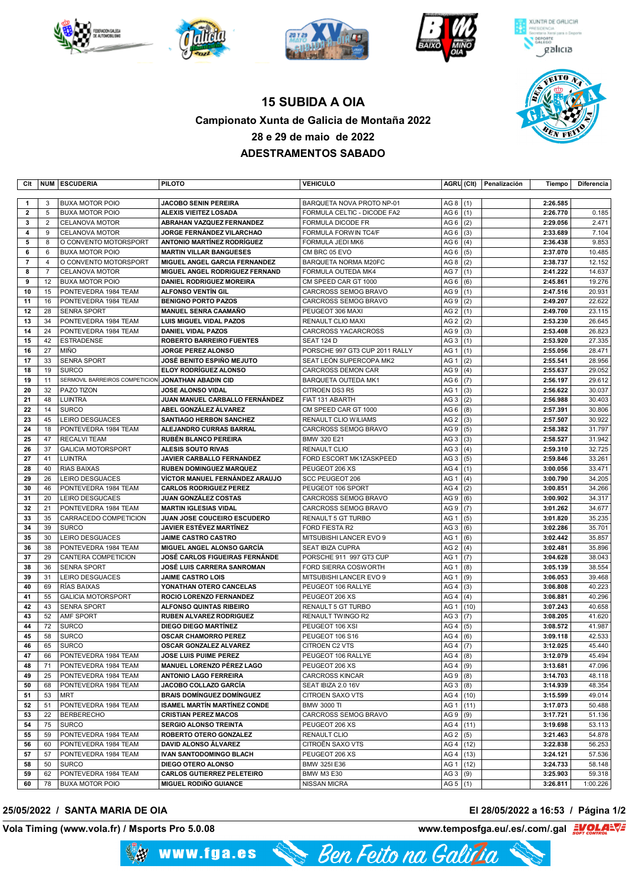# 15 SUBIDA A OIA

## Campionato Xunta de Galicia de Montaña 2022

### 28 e 29 de maio de 2022

### ADESTRAMENTOS SABADO

| Clt | NUM | ESCUDERIA | PILOTO | VEHICULO | AGRU | (Clt) | Penalización | Tiempo | Diferencia |
|---|---|---|---|---|---|---|---|---|---|
| 1 | 3 | BUXA MOTOR POIO | JACOBO SENIN PEREIRA | BARQUETA NOVA PROTO NP-01 | AG 8 | (1) | | 2:26.585 | |
| 2 | 5 | BUXA MOTOR POIO | ALEXIS VIEITEZ LOSADA | FORMULA CELTIC - DICODE FA2 | AG 6 | (1) | | 2:26.770 | 0.185 |
| 3 | 2 | CELANOVA MOTOR | ABRAHAN VAZQUEZ FERNANDEZ | FORMULA DICODE FR | AG 6 | (2) | | 2:29.056 | 2.471 |
| 4 | 9 | CELANOVA MOTOR | JORGE FERNÁNDEZ VILARCHAO | FORMULA FORWIN TC4/F | AG 6 | (3) | | 2:33.689 | 7.104 |
| 5 | 8 | O CONVENTO MOTORSPORT | ANTONIO MARTÍNEZ RODRÍGUEZ | FORMULA JEDI MK6 | AG 6 | (4) | | 2:36.438 | 9.853 |
| 6 | 6 | BUXA MOTOR POIO | MARTIN VILLAR BANGUESES | CM BRC 05 EVO | AG 6 | (5) | | 2:37.070 | 10.485 |
| 7 | 4 | O CONVENTO MOTORSPORT | MIGUEL ANGEL GARCIA FERNANDEZ | BARQUETA NORMA M20FC | AG 8 | (2) | | 2:38.737 | 12.152 |
| 8 | 7 | CELANOVA MOTOR | MIGUEL ANGEL RODRIGUEZ FERNAND | FORMULA OUTEDA MK4 | AG 7 | (1) | | 2:41.222 | 14.637 |
| 9 | 12 | BUXA MOTOR POIO | DANIEL RODRIGUEZ MOREIRA | CM SPEED CAR GT 1000 | AG 6 | (6) | | 2:45.861 | 19.276 |
| 10 | 15 | PONTEVEDRA 1984 TEAM | ALFONSO VENTÍN GIL | CARCROSS SEMOG BRAVO | AG 9 | (1) | | 2:47.516 | 20.931 |
| 11 | 16 | PONTEVEDRA 1984 TEAM | BENIGNO PORTO PAZOS | CARCROSS SEMOG BRAVO | AG 9 | (2) | | 2:49.207 | 22.622 |
| 12 | 28 | SENRA SPORT | MANUEL SENRA CAAMAÑO | PEUGEOT 306 MAXI | AG 2 | (1) | | 2:49.700 | 23.115 |
| 13 | 34 | PONTEVEDRA 1984 TEAM | LUIS MIGUEL VIDAL PAZOS | RENAULT CLIO MAXI | AG 2 | (2) | | 2:53.230 | 26.645 |
| 14 | 24 | PONTEVEDRA 1984 TEAM | DANIEL VIDAL PAZOS | CARCROSS YACARCROSS | AG 9 | (3) | | 2:53.408 | 26.823 |
| 15 | 42 | ESTRADENSE | ROBERTO BARREIRO FUENTES | SEAT 124 D | AG 3 | (1) | | 2:53.920 | 27.335 |
| 16 | 27 | MIÑO | JORGE PEREZ ALONSO | PORSCHE 997 GT3 CUP 2011 RALLY | AG 1 | (1) | | 2:55.056 | 28.471 |
| 17 | 33 | SENRA SPORT | JOSÉ BENITO ESPIÑO MEJUTO | SEAT LEÓN SUPERCOPA MK2 | AG 1 | (2) | | 2:55.541 | 28.956 |
| 18 | 19 | SURCO | ELOY RODRÍGUEZ ALONSO | CARCROSS DEMON CAR | AG 9 | (4) | | 2:55.637 | 29.052 |
| 19 | 11 | SERMOVIL BARREIROS COMPETICION | JONATHAN ABADIN CID | BARQUETA OUTEDA MK1 | AG 6 | (7) | | 2:56.197 | 29.612 |
| 20 | 32 | PAZO TIZON | JOSE ALONSO VIDAL | CITROEN DS3 R5 | AG 1 | (3) | | 2:56.622 | 30.037 |
| 21 | 48 | LUINTRA | JUAN MANUEL CARBALLO FERNÁNDEZ | FIAT 131 ABARTH | AG 3 | (2) | | 2:56.988 | 30.403 |
| 22 | 14 | SURCO | ABEL GONZÁLEZ ÁLVAREZ | CM SPEED CAR GT 1000 | AG 6 | (8) | | 2:57.391 | 30.806 |
| 23 | 45 | LEIRO DESGUACES | SANTIAGO HERBON SANCHEZ | RENAULT CLIO WILIAMS | AG 2 | (3) | | 2:57.507 | 30.922 |
| 24 | 18 | PONTEVEDRA 1984 TEAM | ALEJANDRO CURRAS BARRAL | CARCROSS SEMOG BRAVO | AG 9 | (5) | | 2:58.382 | 31.797 |
| 25 | 47 | RECALVI TEAM | RUBÉN BLANCO PEREIRA | BMW 320 E21 | AG 3 | (3) | | 2:58.527 | 31.942 |
| 26 | 37 | GALICIA MOTORSPORT | ALESIS SOUTO RIVAS | RENAULT CLIO | AG 3 | (4) | | 2:59.310 | 32.725 |
| 27 | 41 | LUINTRA | JAVIER CARBALLO FERNANDEZ | FORD ESCORT MK1ZASKPEED | AG 3 | (5) | | 2:59.846 | 33.261 |
| 28 | 40 | RIAS BAIXAS | RUBEN DOMINGUEZ MARQUEZ | PEUGEOT 206 XS | AG 4 | (1) | | 3:00.056 | 33.471 |
| 29 | 26 | LEIRO DESGUACES | VÍCTOR MANUEL FERNÁNDEZ ARAUJO | SCC PEUGEOT 206 | AG 1 | (4) | | 3:00.790 | 34.205 |
| 30 | 46 | PONTEVEDRA 1984 TEAM | CARLOS RODRIGUEZ PEREZ | PEUGEOT 106 SPORT | AG 4 | (2) | | 3:00.851 | 34.266 |
| 31 | 20 | LEIRO DESGUACES | JUAN GONZÁLEZ COSTAS | CARCROSS SEMOG BRAVO | AG 9 | (6) | | 3:00.902 | 34.317 |
| 32 | 21 | PONTEVEDRA 1984 TEAM | MARTIN IGLESIAS VIDAL | CARCROSS SEMOG BRAVO | AG 9 | (7) | | 3:01.262 | 34.677 |
| 33 | 35 | CARRACEDO COMPETICION | JUAN JOSE COUCEIRO ESCUDERO | RENAULT 5 GT TURBO | AG 1 | (5) | | 3:01.820 | 35.235 |
| 34 | 39 | SURCO | JAVIER ESTÉVEZ MARTÍNEZ | FORD FIESTA R2 | AG 3 | (6) | | 3:02.286 | 35.701 |
| 35 | 30 | LEIRO DESGUACES | JAIME CASTRO CASTRO | MITSUBISHI LANCER EVO 9 | AG 1 | (6) | | 3:02.442 | 35.857 |
| 36 | 38 | PONTEVEDRA 1984 TEAM | MIGUEL ANGEL ALONSO GARCÍA | SEAT IBIZA CUPRA | AG 2 | (4) | | 3:02.481 | 35.896 |
| 37 | 29 | CANTERA COMPETICION | JOSÉ CARLOS FIGUEIRAS FERNÁNDE | PORSCHE 911 997 GT3 CUP | AG 1 | (7) | | 3:04.628 | 38.043 |
| 38 | 36 | SENRA SPORT | JOSÉ LUIS CARRERA SANROMAN | FORD SIERRA COSWORTH | AG 1 | (8) | | 3:05.139 | 38.554 |
| 39 | 31 | LEIRO DESGUACES | JAIME CASTRO LOIS | MITSUBISHI LANCER EVO 9 | AG 1 | (9) | | 3:06.053 | 39.468 |
| 40 | 69 | RÍAS BAIXAS | YONATHAN OTERO CANCELAS | PEUGEOT 106 RALLYE | AG 4 | (3) | | 3:06.808 | 40.223 |
| 41 | 55 | GALICIA MOTORSPORT | ROCIO LORENZO FERNANDEZ | PEUGEOT 206 XS | AG 4 | (4) | | 3:06.881 | 40.296 |
| 42 | 43 | SENRA SPORT | ALFONSO QUINTAS RIBEIRO | RENAULT 5 GT TURBO | AG 1 | (10) | | 3:07.243 | 40.658 |
| 43 | 52 | AMF SPORT | RUBEN ALVAREZ RODRIGUEZ | RENAULT TWINGO R2 | AG 3 | (7) | | 3:08.205 | 41.620 |
| 44 | 72 | SURCO | DIEGO DIEGO MARTÍNEZ | PEUGEOT 106 XSI | AG 4 | (5) | | 3:08.572 | 41.987 |
| 45 | 58 | SURCO | OSCAR CHAMORRO PEREZ | PEUGEOT 106 S16 | AG 4 | (6) | | 3:09.118 | 42.533 |
| 46 | 65 | SURCO | OSCAR GONZALEZ ALVAREZ | CITROEN C2 VTS | AG 4 | (7) | | 3:12.025 | 45.440 |
| 47 | 66 | PONTEVEDRA 1984 TEAM | JOSE LUIS PUIME PEREZ | PEUGEOT 106 RALLYE | AG 4 | (8) | | 3:12.079 | 45.494 |
| 48 | 71 | PONTEVEDRA 1984 TEAM | MANUEL LORENZO PÉREZ LAGO | PEUGEOT 206 XS | AG 4 | (9) | | 3:13.681 | 47.096 |
| 49 | 25 | PONTEVEDRA 1984 TEAM | ANTONIO LAGO FERREIRA | CARCROSS KINCAR | AG 9 | (8) | | 3:14.703 | 48.118 |
| 50 | 68 | PONTEVEDRA 1984 TEAM | JACOBO COLLAZO GARCÍA | SEAT IBIZA 2.0 16V | AG 3 | (8) | | 3:14.939 | 48.354 |
| 51 | 53 | MRT | BRAIS DOMÍNGUEZ DOMÍNGUEZ | CITROEN SAXO VTS | AG 4 | (10) | | 3:15.599 | 49.014 |
| 52 | 51 | PONTEVEDRA 1984 TEAM | ISAMEL MARTÍN MARTÍNEZ CONDE | BMW 3000 TI | AG 1 | (11) | | 3:17.073 | 50.488 |
| 53 | 22 | BERBERECHO | CRISTIAN PEREZ MACOS | CARCROSS SEMOG BRAVO | AG 9 | (9) | | 3:17.721 | 51.136 |
| 54 | 75 | SURCO | SERGIO ALONSO TREINTA | PEUGEOT 206 XS | AG 4 | (11) | | 3:19.698 | 53.113 |
| 55 | 59 | PONTEVEDRA 1984 TEAM | ROBERTO OTERO GONZALEZ | RENAULT CLIO | AG 2 | (5) | | 3:21.463 | 54.878 |
| 56 | 60 | PONTEVEDRA 1984 TEAM | DAVID ALONSO ÁLVAREZ | CITROËN SAXO VTS | AG 4 | (12) | | 3:22.838 | 56.253 |
| 57 | 57 | PONTEVEDRA 1984 TEAM | IVAN SANTODOMINGO BLACH | PEUGEOT 206 XS | AG 4 | (13) | | 3:24.121 | 57.536 |
| 58 | 50 | SURCO | DIEGO OTERO ALONSO | BMW 325I E36 | AG 1 | (12) | | 3:24.733 | 58.148 |
| 59 | 62 | PONTEVEDRA 1984 TEAM | CARLOS GUTIERREZ PELETEIRO | BMW M3 E30 | AG 3 | (9) | | 3:25.903 | 59.318 |
| 60 | 78 | BUXA MOTOR POIO | MIGUEL RODIÑO GUIANCE | NISSAN MICRA | AG 5 | (1) | | 3:26.811 | 1:00.226 |

**25/05/2022 / SANTA MARIA DE OIA** — **El 28/05/2022 a 16:53**

**Vola Timing (www.vola.fr) / Msports Pro 5.0.08** — **www.temposfga.eu/.es/.com/.gal**

www.fga.es — Ben Feito na Galiza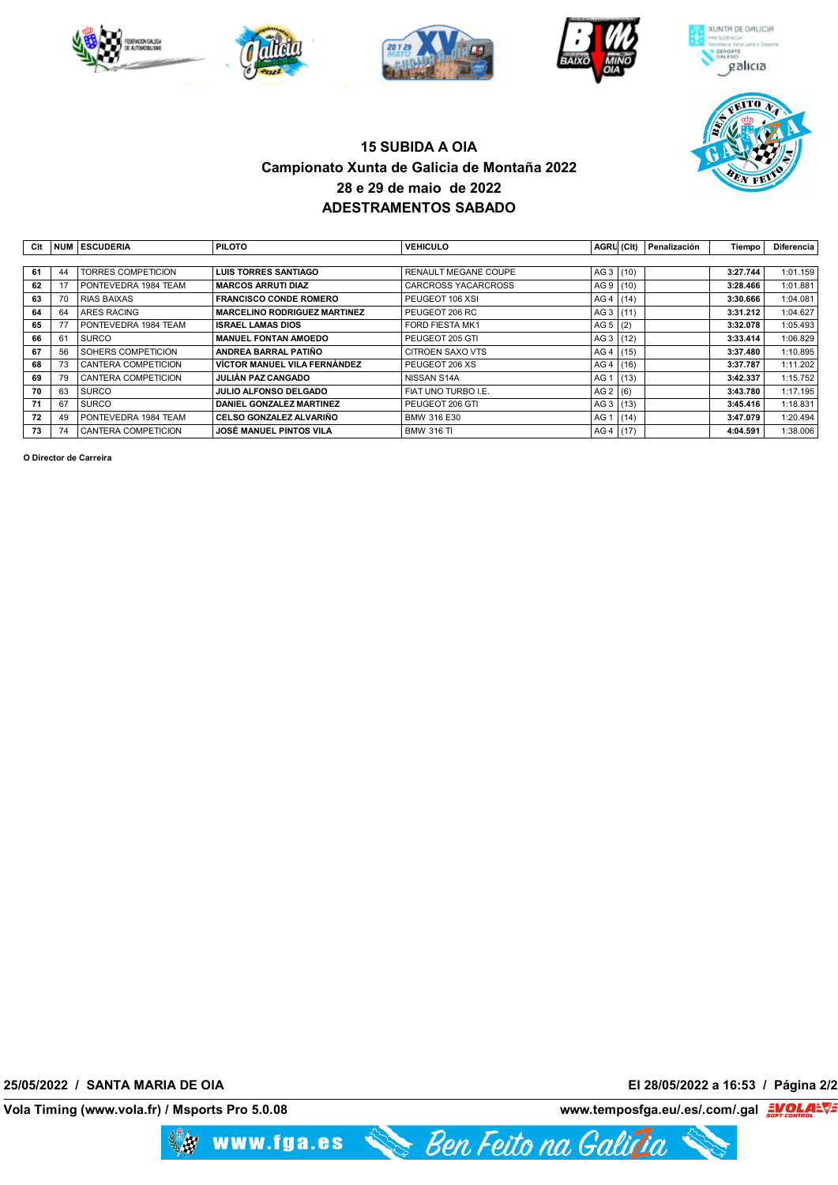# 15 SUBIDA A OIA

## Campionato Xunta de Galicia de Montaña 2022

## 28 e 29 de maio de 2022

## ADESTRAMENTOS SABADO

| Clt | NUM | ESCUDERIA | PILOTO | VEHICULO | AGRU | (Clt) | Penalización | Tiempo | Diferencia |
|---|---|---|---|---|---|---|---|---|---|
| 61 | 44 | TORRES COMPETICION | **LUIS TORRES SANTIAGO** | RENAULT MEGANE COUPE | AG 3 | (10) | | **3:27.744** | 1:01.159 |
| 62 | 17 | PONTEVEDRA 1984 TEAM | **MARCOS ARRUTI DIAZ** | CARCROSS YACARCROSS | AG 9 | (10) | | **3:28.466** | 1:01.881 |
| 63 | 70 | RIAS BAIXAS | **FRANCISCO CONDE ROMERO** | PEUGEOT 106 XSI | AG 4 | (14) | | **3:30.666** | 1:04.081 |
| 64 | 64 | ARES RACING | **MARCELINO RODRIGUEZ MARTINEZ** | PEUGEOT 206 RC | AG 3 | (11) | | **3:31.212** | 1:04.627 |
| 65 | 77 | PONTEVEDRA 1984 TEAM | **ISRAEL LAMAS DIOS** | FORD FIESTA MK1 | AG 5 | (2) | | **3:32.078** | 1:05.493 |
| 66 | 61 | SURCO | **MANUEL FONTAN AMOEDO** | PEUGEOT 205 GTI | AG 3 | (12) | | **3:33.414** | 1:06.829 |
| 67 | 56 | SOHERS COMPETICION | **ANDREA BARRAL PATIÑO** | CITROEN SAXO VTS | AG 4 | (15) | | **3:37.480** | 1:10.895 |
| 68 | 73 | CANTERA COMPETICION | **VÍCTOR MANUEL VILA FERNÁNDEZ** | PEUGEOT 206 XS | AG 4 | (16) | | **3:37.787** | 1:11.202 |
| 69 | 79 | CANTERA COMPETICION | **JULIÁN PAZ CANGADO** | NISSAN S14A | AG 1 | (13) | | **3:42.337** | 1:15.752 |
| 70 | 63 | SURCO | **JULIO ALFONSO DELGADO** | FIAT UNO TURBO I.E. | AG 2 | (6) | | **3:43.780** | 1:17.195 |
| 71 | 67 | SURCO | **DANIEL GONZALEZ MARTINEZ** | PEUGEOT 206 GTI | AG 3 | (13) | | **3:45.416** | 1:18.831 |
| 72 | 49 | PONTEVEDRA 1984 TEAM | **CELSO GONZALEZ ALVARIÑO** | BMW 316 E30 | AG 1 | (14) | | **3:47.079** | 1:20.494 |
| 73 | 74 | CANTERA COMPETICION | **JOSÉ MANUEL PINTOS VILA** | BMW 316 TI | AG 4 | (17) | | **4:04.591** | 1:38.006 |

**O Director de Carreira**

**25/05/2022 / SANTA MARIA DE OIA** — **El 28/05/2022 a 16:53**

**Vola Timing (www.vola.fr) / Msports Pro 5.0.08** — **www.temposfga.eu/.es/.com/.gal**